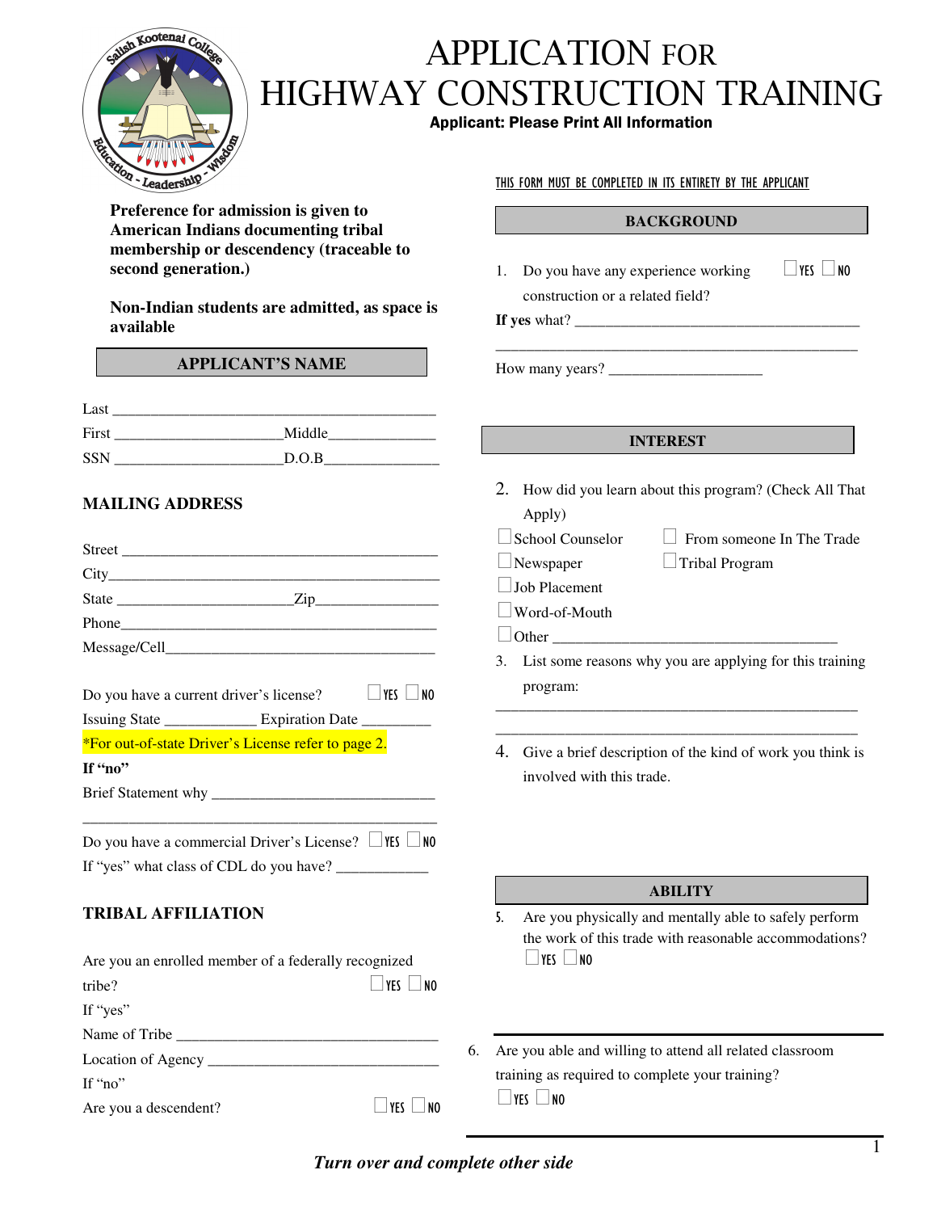# APPLICATION FOR HIGHWAY CONSTRUCTION TRAINING

**Applicant: Please Print All Information**

**Preference for admission is given to American Indians documenting tribal membership or descendency (traceable to second generation.)**

**Non-Indian students are admitted, as space is available**

## APPLICANT'S NAME

Last ___________________________________________

First _____________________ Middle_____________

SSN _____________________ D.O.B______________

## MAILING ADDRESS

Street ___________________________________________

City_____________________________________________

State _______________________ Zip________________

Phone____________________________________________

Message/Cell______________________________________

Do you have a current driver's license? ☐ YES ☐ NO

Issuing State ____________ Expiration Date _________

*For out-of-state Driver's License refer to page 2.

**If "no"**

Brief Statement why ______________________________

__________________________________________________

Do you have a commercial Driver's License? ☐ YES ☐ NO

If "yes" what class of CDL do you have? ____________

## TRIBAL AFFILIATION

Are you an enrolled member of a federally recognized tribe? ☐ YES ☐ NO

If "yes"

Name of Tribe ___________________________________

Location of Agency _______________________________

If "no"

Are you a descendent? ☐ YES ☐ NO

THIS FORM MUST BE COMPLETED IN ITS ENTIRETY BY THE APPLICANT

## BACKGROUND

1. Do you have any experience working construction or a related field? ☐ YES ☐ NO

**If yes** what? ______________________________________

__________________________________________________

How many years? ____________________

## INTEREST

2. How did you learn about this program? (Check All That Apply)

☐ School Counselor ☐ From someone In The Trade

☐ Newspaper ☐ Tribal Program

☐ Job Placement

☐ Word-of-Mouth

☐ Other ____________________________________

3. List some reasons why you are applying for this training program:

__________________________________________________

__________________________________________________

4. Give a brief description of the kind of work you think is involved with this trade.

## ABILITY

5. Are you physically and mentally able to safely perform the work of this trade with reasonable accommodations? ☐ YES ☐ NO

6. Are you able and willing to attend all related classroom training as required to complete your training? ☐ YES ☐ NO

***Turn over and complete other side***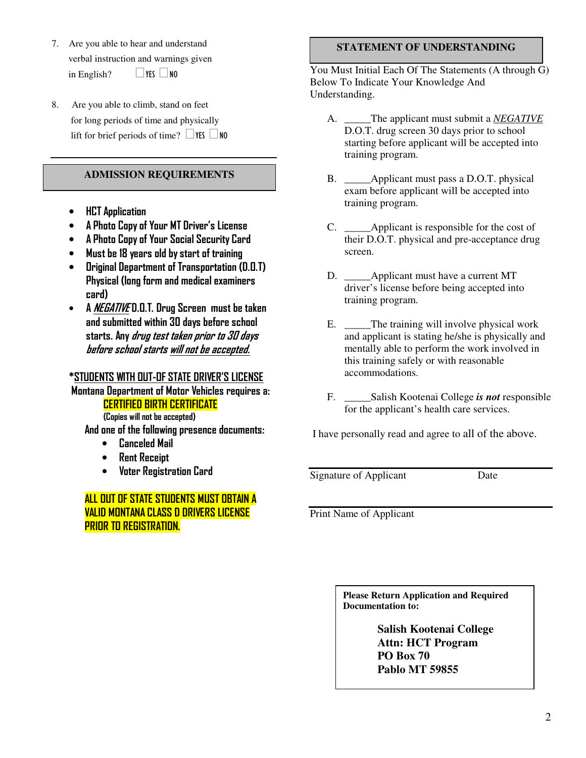7. Are you able to hear and understand verbal instruction and warnings given in English? ☐ YES ☐ NO

8. Are you able to climb, stand on feet for long periods of time and physically lift for brief periods of time? ☐ YES ☐ NO

## ADMISSION REQUIREMENTS

- **HCT Application**
- **A Photo Copy of Your MT Driver's License**
- **A Photo Copy of Your Social Security Card**
- **Must be 18 years old by start of training**
- **Original Department of Transportation (D.O.T) Physical (long form and medical examiners card)**
- **A *<u>NEGATIVE</u>* D.O.T. Drug Screen must be taken and submitted within 30 days before school starts. Any *drug test taken prior to 30 days before school starts <u>will not be accepted.</u>***

**\*<u>STUDENTS WITH OUT-OF STATE DRIVER'S LICENSE</u>**

**Montana Department of Motor Vehicles requires a:**

**CERTIFIED BIRTH CERTIFICATE**

**(Copies will not be accepted)**

**And one of the following presence documents:**

- **Canceled Mail**
- **Rent Receipt**
- **Voter Registration Card**

**ALL OUT OF STATE STUDENTS MUST OBTAIN A VALID MONTANA CLASS D DRIVERS LICENSE PRIOR TO REGISTRATION.**

## STATEMENT OF UNDERSTANDING

You Must Initial Each Of The Statements (A through G) Below To Indicate Your Knowledge And Understanding.

A. _____The applicant must submit a *<u>NEGATIVE</u>* D.O.T. drug screen 30 days prior to school starting before applicant will be accepted into training program.

B. _____Applicant must pass a D.O.T. physical exam before applicant will be accepted into training program.

C. _____Applicant is responsible for the cost of their D.O.T. physical and pre-acceptance drug screen.

D. _____Applicant must have a current MT driver's license before being accepted into training program.

E. _____The training will involve physical work and applicant is stating he/she is physically and mentally able to perform the work involved in this training safely or with reasonable accommodations.

F. _____Salish Kootenai College ***is not*** responsible for the applicant's health care services.

I have personally read and agree to all of the above.

______________________________________

Signature of Applicant Date

______________________________________

Print Name of Applicant

**Please Return Application and Required Documentation to:**

**Salish Kootenai College**
**Attn: HCT Program**
**PO Box 70**
**Pablo MT 59855**